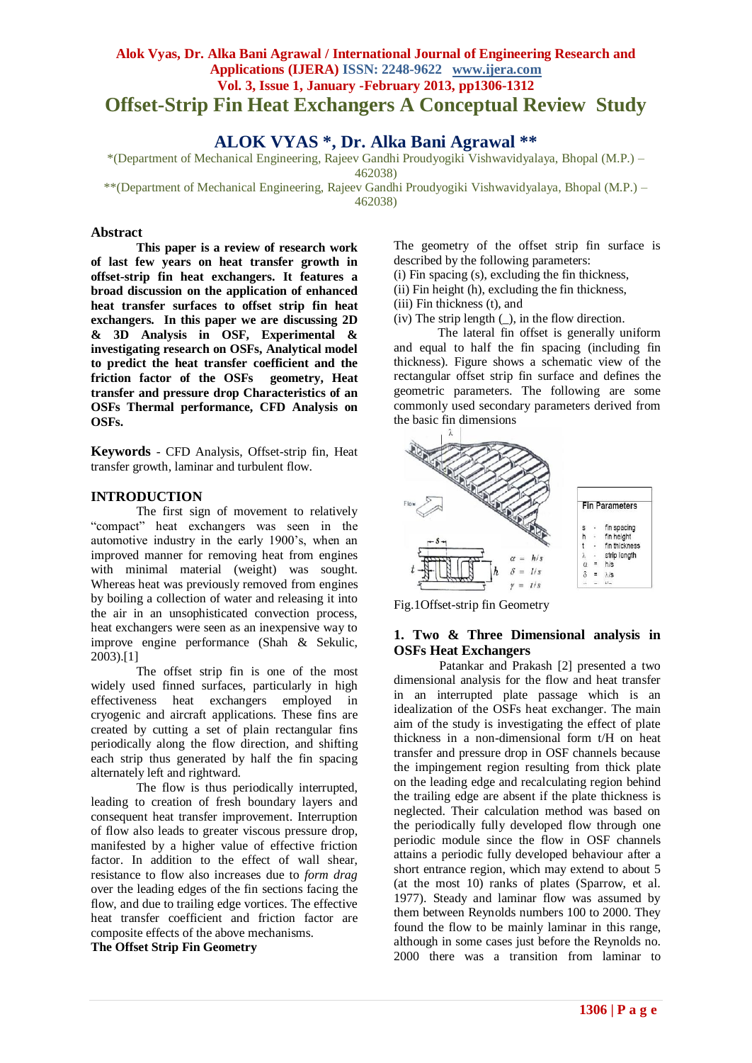# Offset-Strip Fin Heat Exchangers A Conceptual Review Study

## ALOK VYAS *, Dr. Alka Bani Agrawal **

*(Department of Mechanical Engineering, Rajeev Gandhi Proudyogiki Vishwavidyalaya, Bhopal (M.P.) – 462038)

**(Department of Mechanical Engineering, Rajeev Gandhi Proudyogiki Vishwavidyalaya, Bhopal (M.P.) – 462038)

### Abstract

**This paper is a review of research work of last few years on heat transfer growth in offset-strip fin heat exchangers. It features a broad discussion on the application of enhanced heat transfer surfaces to offset strip fin heat exchangers. In this paper we are discussing 2D & 3D Analysis in OSF, Experimental & investigating research on OSFs, Analytical model to predict the heat transfer coefficient and the friction factor of the OSFs geometry, Heat transfer and pressure drop Characteristics of an OSFs Thermal performance, CFD Analysis on OSFs.**

**Keywords** - CFD Analysis, Offset-strip fin, Heat transfer growth, laminar and turbulent flow.

### INTRODUCTION

The first sign of movement to relatively "compact" heat exchangers was seen in the automotive industry in the early 1900's, when an improved manner for removing heat from engines with minimal material (weight) was sought. Whereas heat was previously removed from engines by boiling a collection of water and releasing it into the air in an unsophisticated convection process, heat exchangers were seen as an inexpensive way to improve engine performance (Shah & Sekulic, 2003).[1]

The offset strip fin is one of the most widely used finned surfaces, particularly in high effectiveness heat exchangers employed in cryogenic and aircraft applications. These fins are created by cutting a set of plain rectangular fins periodically along the flow direction, and shifting each strip thus generated by half the fin spacing alternately left and rightward.

The flow is thus periodically interrupted, leading to creation of fresh boundary layers and consequent heat transfer improvement. Interruption of flow also leads to greater viscous pressure drop, manifested by a higher value of effective friction factor. In addition to the effect of wall shear, resistance to flow also increases due to *form drag* over the leading edges of the fin sections facing the flow, and due to trailing edge vortices. The effective heat transfer coefficient and friction factor are composite effects of the above mechanisms.

**The Offset Strip Fin Geometry**

The geometry of the offset strip fin surface is described by the following parameters:

(i) Fin spacing (s), excluding the fin thickness,
(ii) Fin height (h), excluding the fin thickness,
(iii) Fin thickness (t), and
(iv) The strip length (_), in the flow direction.

The lateral fin offset is generally uniform and equal to half the fin spacing (including fin thickness). Figure shows a schematic view of the rectangular offset strip fin surface and defines the geometric parameters. The following are some commonly used secondary parameters derived from the basic fin dimensions

Fin Parameters: s - fin spacing; h - fin height; t - fin thickness; λ - strip length; $\alpha = h/s$; $\delta = l/s$; $\gamma = t/s$

Fig.1Offset-strip fin Geometry

### 1. Two & Three Dimensional analysis in OSFs Heat Exchangers

Patankar and Prakash [2] presented a two dimensional analysis for the flow and heat transfer in an interrupted plate passage which is an idealization of the OSFs heat exchanger. The main aim of the study is investigating the effect of plate thickness in a non-dimensional form t/H on heat transfer and pressure drop in OSF channels because the impingement region resulting from thick plate on the leading edge and recalculating region behind the trailing edge are absent if the plate thickness is neglected. Their calculation method was based on the periodically fully developed flow through one periodic module since the flow in OSF channels attains a periodic fully developed behaviour after a short entrance region, which may extend to about 5 (at the most 10) ranks of plates (Sparrow, et al. 1977). Steady and laminar flow was assumed by them between Reynolds numbers 100 to 2000. They found the flow to be mainly laminar in this range, although in some cases just before the Reynolds no. 2000 there was a transition from laminar to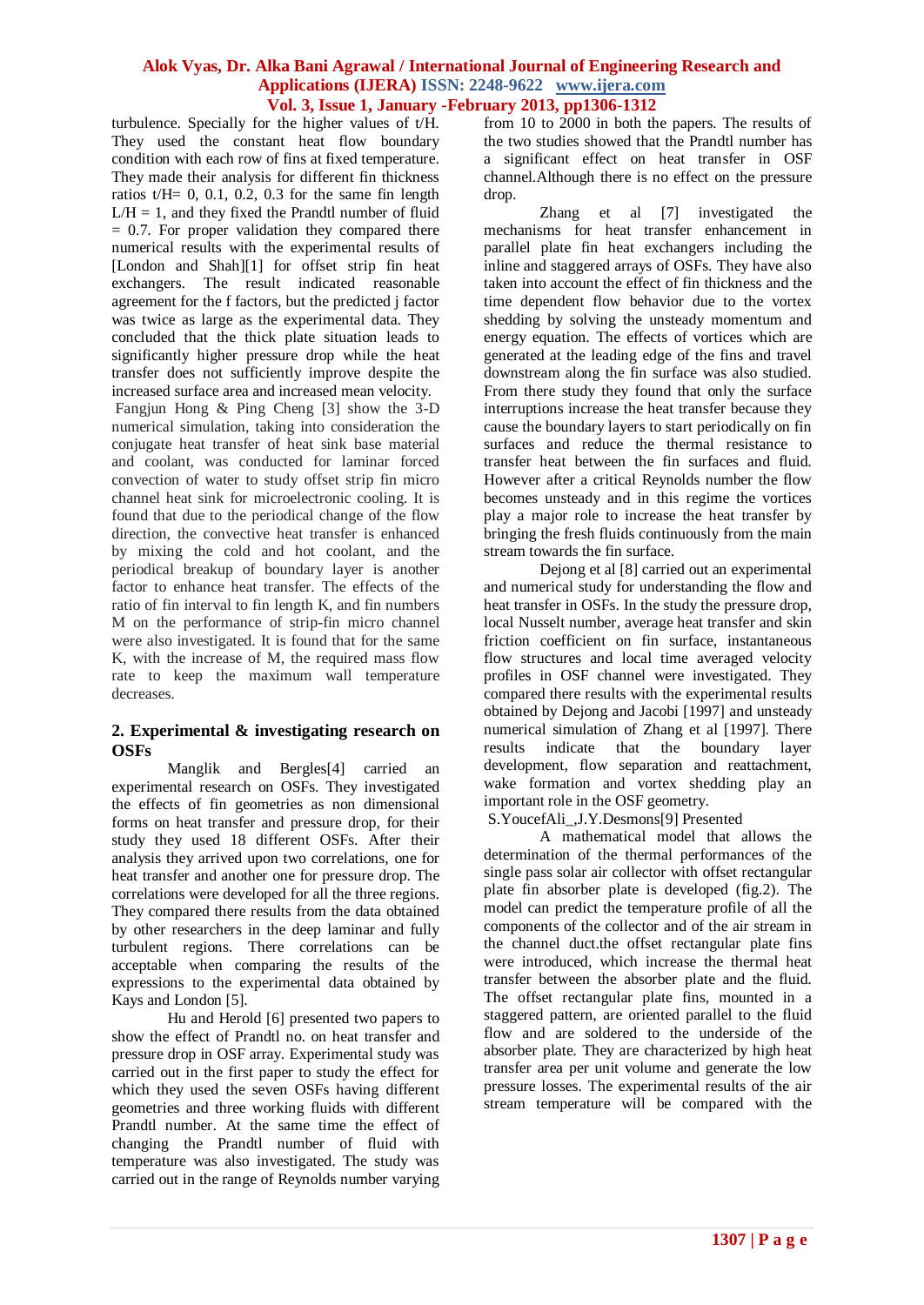turbulence. Specially for the higher values of t/H. They used the constant heat flow boundary condition with each row of fins at fixed temperature. They made their analysis for different fin thickness ratios t/H= 0, 0.1, 0.2, 0.3 for the same fin length L/H = 1, and they fixed the Prandtl number of fluid = 0.7. For proper validation they compared there numerical results with the experimental results of [London and Shah][1] for offset strip fin heat exchangers. The result indicated reasonable agreement for the f factors, but the predicted j factor was twice as large as the experimental data. They concluded that the thick plate situation leads to significantly higher pressure drop while the heat transfer does not sufficiently improve despite the increased surface area and increased mean velocity.

Fangjun Hong & Ping Cheng [3] show the 3-D numerical simulation, taking into consideration the conjugate heat transfer of heat sink base material and coolant, was conducted for laminar forced convection of water to study offset strip fin micro channel heat sink for microelectronic cooling. It is found that due to the periodical change of the flow direction, the convective heat transfer is enhanced by mixing the cold and hot coolant, and the periodical breakup of boundary layer is another factor to enhance heat transfer. The effects of the ratio of fin interval to fin length K, and fin numbers M on the performance of strip-fin micro channel were also investigated. It is found that for the same K, with the increase of M, the required mass flow rate to keep the maximum wall temperature decreases.

## 2. Experimental & investigating research on OSFs

Manglik and Bergles[4] carried an experimental research on OSFs. They investigated the effects of fin geometries as non dimensional forms on heat transfer and pressure drop, for their study they used 18 different OSFs. After their analysis they arrived upon two correlations, one for heat transfer and another one for pressure drop. The correlations were developed for all the three regions. They compared there results from the data obtained by other researchers in the deep laminar and fully turbulent regions. There correlations can be acceptable when comparing the results of the expressions to the experimental data obtained by Kays and London [5].

Hu and Herold [6] presented two papers to show the effect of Prandtl no. on heat transfer and pressure drop in OSF array. Experimental study was carried out in the first paper to study the effect for which they used the seven OSFs having different geometries and three working fluids with different Prandtl number. At the same time the effect of changing the Prandtl number of fluid with temperature was also investigated. The study was carried out in the range of Reynolds number varying from 10 to 2000 in both the papers. The results of the two studies showed that the Prandtl number has a significant effect on heat transfer in OSF channel.Although there is no effect on the pressure drop.

Zhang et al [7] investigated the mechanisms for heat transfer enhancement in parallel plate fin heat exchangers including the inline and staggered arrays of OSFs. They have also taken into account the effect of fin thickness and the time dependent flow behavior due to the vortex shedding by solving the unsteady momentum and energy equation. The effects of vortices which are generated at the leading edge of the fins and travel downstream along the fin surface was also studied. From there study they found that only the surface interruptions increase the heat transfer because they cause the boundary layers to start periodically on fin surfaces and reduce the thermal resistance to transfer heat between the fin surfaces and fluid. However after a critical Reynolds number the flow becomes unsteady and in this regime the vortices play a major role to increase the heat transfer by bringing the fresh fluids continuously from the main stream towards the fin surface.

Dejong et al [8] carried out an experimental and numerical study for understanding the flow and heat transfer in OSFs. In the study the pressure drop, local Nusselt number, average heat transfer and skin friction coefficient on fin surface, instantaneous flow structures and local time averaged velocity profiles in OSF channel were investigated. They compared there results with the experimental results obtained by Dejong and Jacobi [1997] and unsteady numerical simulation of Zhang et al [1997]. There results indicate that the boundary layer development, flow separation and reattachment, wake formation and vortex shedding play an important role in the OSF geometry.

S.YoucefAli_,J.Y.Desmons[9] Presented

A mathematical model that allows the determination of the thermal performances of the single pass solar air collector with offset rectangular plate fin absorber plate is developed (fig.2). The model can predict the temperature profile of all the components of the collector and of the air stream in the channel duct.the offset rectangular plate fins were introduced, which increase the thermal heat transfer between the absorber plate and the fluid. The offset rectangular plate fins, mounted in a staggered pattern, are oriented parallel to the fluid flow and are soldered to the underside of the absorber plate. They are characterized by high heat transfer area per unit volume and generate the low pressure losses. The experimental results of the air stream temperature will be compared with the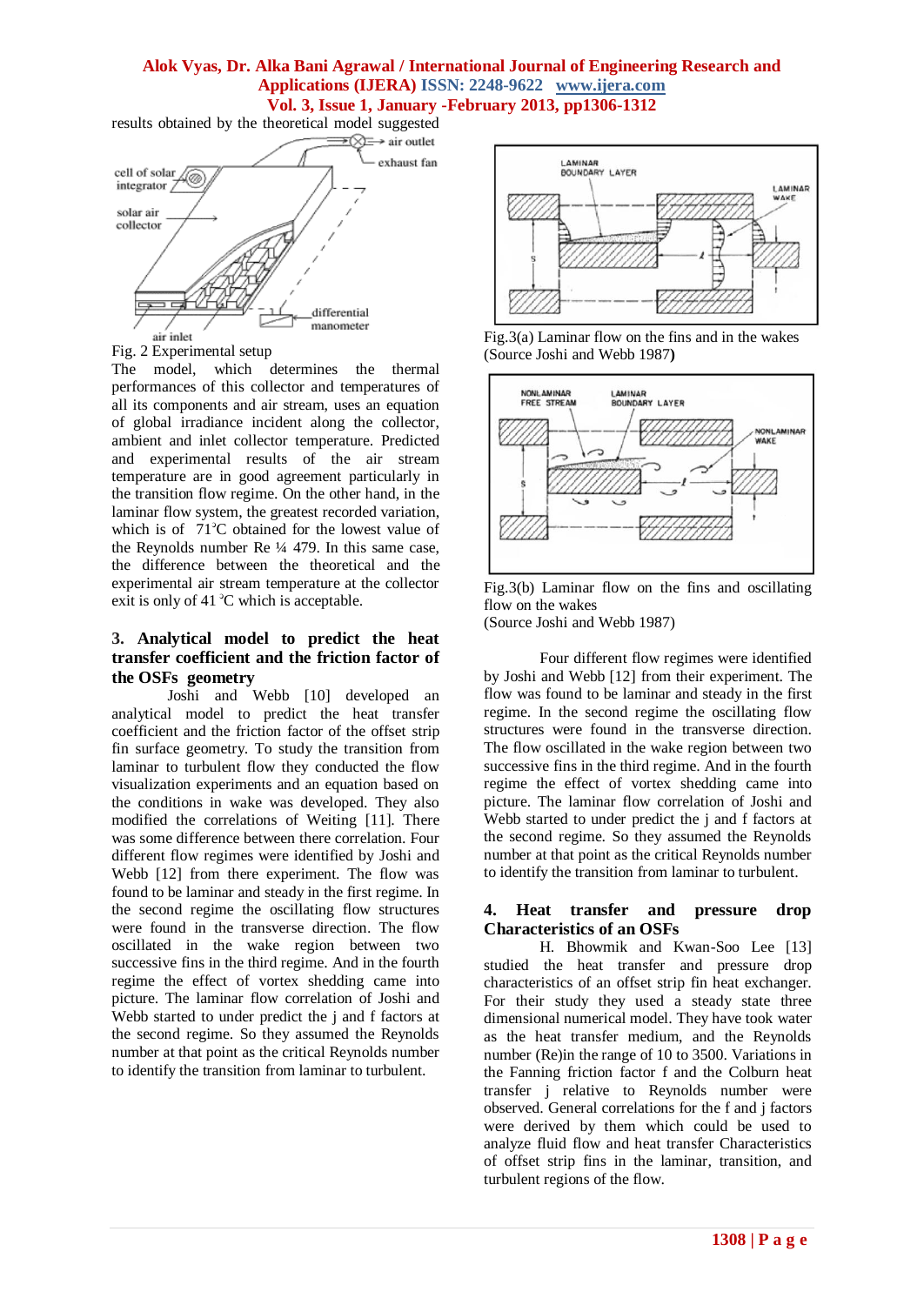results obtained by the theoretical model suggested

Fig. 2 Experimental setup

The model, which determines the thermal performances of this collector and temperatures of all its components and air stream, uses an equation of global irradiance incident along the collector, ambient and inlet collector temperature. Predicted and experimental results of the air stream temperature are in good agreement particularly in the transition flow regime. On the other hand, in the laminar flow system, the greatest recorded variation, which is of 71°C obtained for the lowest value of the Reynolds number Re ¼ 479. In this same case, the difference between the theoretical and the experimental air stream temperature at the collector exit is only of 41 °C which is acceptable.

## 3. Analytical model to predict the heat transfer coefficient and the friction factor of the OSFs geometry

Joshi and Webb [10] developed an analytical model to predict the heat transfer coefficient and the friction factor of the offset strip fin surface geometry. To study the transition from laminar to turbulent flow they conducted the flow visualization experiments and an analysis based on the conditions in wake was developed. They also modified the correlations of Weiting [11]. There was some difference between there correlation. Four different flow regimes were identified by Joshi and Webb [12] from there experiment. The flow was found to be laminar and steady in the first regime. In the second regime the oscillating flow structures were found in the transverse direction. The flow oscillated in the wake region between two successive fins in the third regime. And in the fourth regime the effect of vortex shedding came into picture. The laminar flow correlation of Joshi and Webb started to under predict the j and f factors at the second regime. So they assumed the Reynolds number at that point as the critical Reynolds number to identify the transition from laminar to turbulent.

Fig.3(a) Laminar flow on the fins and in the wakes (Source Joshi and Webb 1987)

Fig.3(b) Laminar flow on the fins and oscillating flow on the wakes
(Source Joshi and Webb 1987)

Four different flow regimes were identified by Joshi and Webb [12] from their experiment. The flow was found to be laminar and steady in the first regime. In the second regime the oscillating flow structures were found in the transverse direction. The flow oscillated in the wake region between two successive fins in the third regime. And in the fourth regime the effect of vortex shedding came into picture. The laminar flow correlation of Joshi and Webb started to under predict the j and f factors at the second regime. So they assumed the Reynolds number at that point as the critical Reynolds number to identify the transition from laminar to turbulent.

## 4. Heat transfer and pressure drop Characteristics of an OSFs

H. Bhowmik and Kwan-Soo Lee [13] studied the heat transfer and pressure drop characteristics of an offset strip fin heat exchanger. For their study they used a steady state three dimensional numerical model. They have took water as the heat transfer medium, and the Reynolds number (Re)in the range of 10 to 3500. Variations in the Fanning friction factor f and the Colburn heat transfer j relative to Reynolds number were observed. General correlations for the f and j factors were derived by them which could be used to analyze fluid flow and heat transfer Characteristics of offset strip fins in the laminar, transition, and turbulent regions of the flow.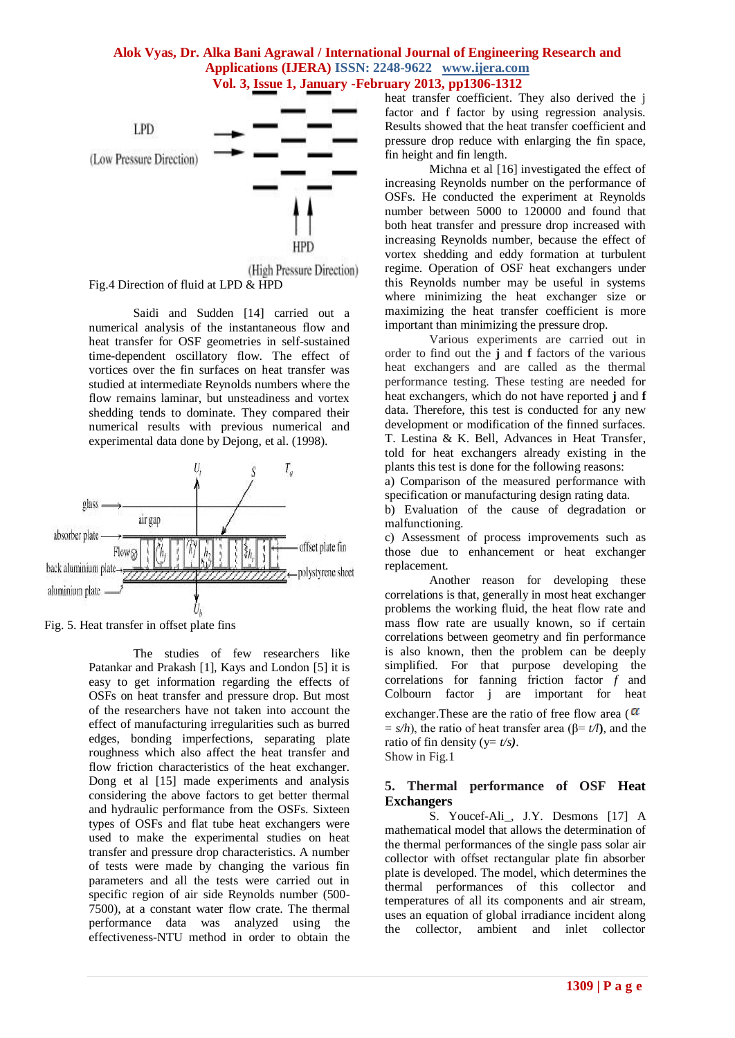Fig.4 Direction of fluid at LPD & HPD

Saidi and Sudden [14] carried out a numerical analysis of the instantaneous flow and heat transfer for OSF geometries in self-sustained time-dependent oscillatory flow. The effect of vortices over the fin surfaces on heat transfer was studied at intermediate Reynolds numbers where the flow remains laminar, but unsteadiness and vortex shedding tends to dominate. They compared their numerical results with previous numerical and experimental data done by Dejong, et al. (1998).

Fig. 5. Heat transfer in offset plate fins

The studies of few researchers like Patankar and Prakash [1], Kays and London [5] it is easy to get information regarding the effects of OSFs on heat transfer and pressure drop. But most of the researchers have not taken into account the effect of manufacturing irregularities such as burred edges, bonding imperfections, separating plate roughness which also affect the heat transfer and flow friction characteristics of the heat exchanger. Dong et al [15] made experiments and analysis considering the above factors to get better thermal and hydraulic performance from the OSFs. Sixteen types of OSFs and flat tube heat exchangers were used to make the experimental studies on heat transfer and pressure drop characteristics. A number of tests were made by changing the various fin parameters and all the tests were carried out in specific region of air side Reynolds number (500-7500), at a constant water flow crate. The thermal performance data was analyzed using the effectiveness-NTU method in order to obtain the heat transfer coefficient. They also derived the j factor and f factor by using regression analysis. Results showed that the heat transfer coefficient and pressure drop reduce with enlarging the fin space, fin height and fin length.

Michna et al [16] investigated the effect of increasing Reynolds number on the performance of OSFs. He conducted the experiment at Reynolds number between 5000 to 120000 and found that both heat transfer and pressure drop increased with increasing Reynolds number, because the effect of vortex shedding and eddy formation at turbulent regime. Operation of OSF heat exchangers under this Reynolds number may be useful in systems where minimizing the heat exchanger size or maximizing the heat transfer coefficient is more important than minimizing the pressure drop.

Various experiments are carried out in order to find out the **j** and **f** factors of the various heat exchangers and are called as the thermal performance testing. These testing are needed for heat exchangers, which do not have reported **j** and **f** data. Therefore, this test is conducted for any new development or modification of the finned surfaces. T. Lestina & K. Bell, Advances in Heat Transfer, told for heat exchangers already existing in the plants this test is done for the following reasons:

a) Comparison of the measured performance with specification or manufacturing design rating data.

b) Evaluation of the cause of degradation or malfunctioning.

c) Assessment of process improvements such as those due to enhancement or heat exchanger replacement.

Another reason for developing these correlations is that, generally in most heat exchanger problems the working fluid, the heat flow rate and mass flow rate are usually known, so if certain correlations between geometry and fin performance is also known, then the problem can be deeply simplified. For that purpose developing the correlations for fanning friction factor *f* and Colbourn factor j are important for heat exchanger.These are the ratio of free flow area ($\alpha$ = *s/h*), the ratio of heat transfer area (β= *t/l*), and the ratio of fin density (γ= *t/s*). Show in Fig.1

## 5. Thermal performance of OSF Heat Exchangers

S. Youcef-Ali_, J.Y. Desmons [17] A mathematical model that allows the determination of the thermal performances of the single pass solar air collector with offset rectangular plate fin absorber plate is developed. The model, which determines the thermal performances of this collector and temperatures of all its components and air stream, uses an equation of global irradiance incident along the collector, ambient and inlet collector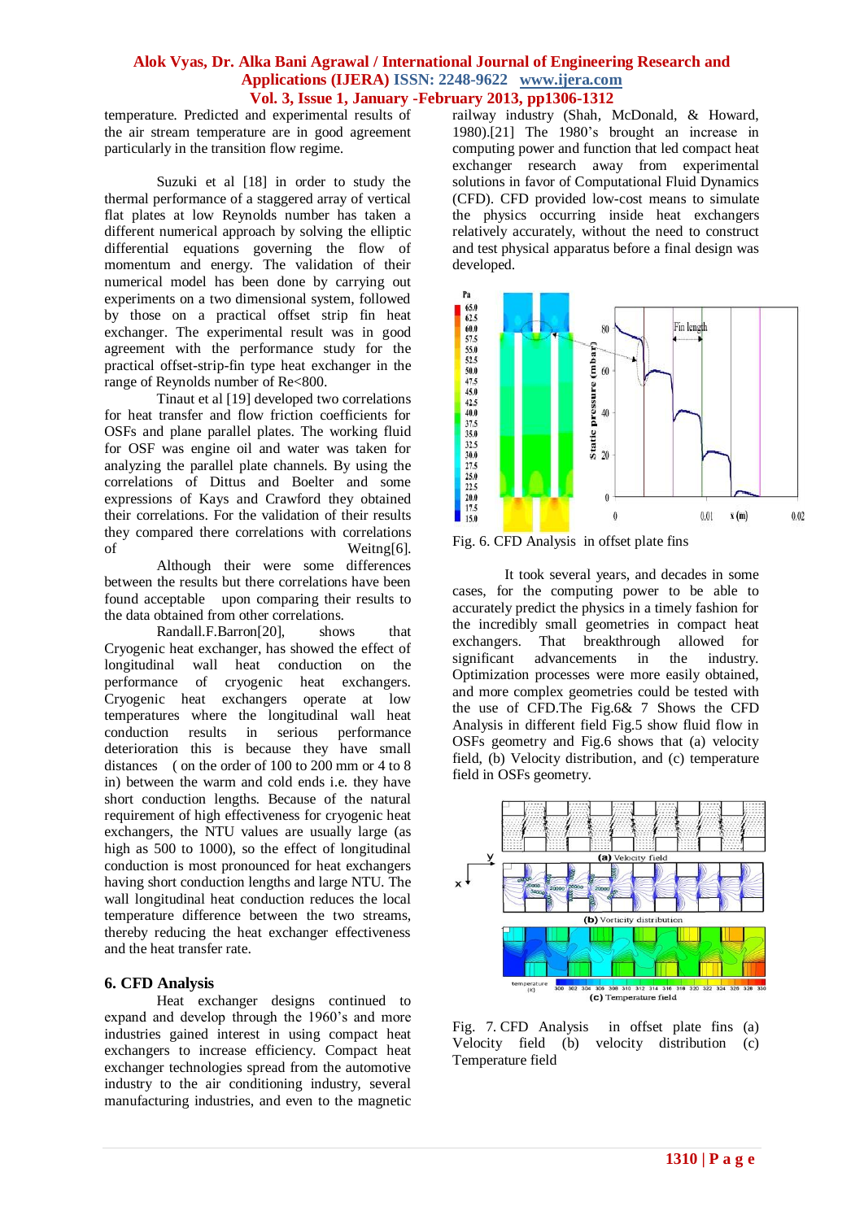temperature. Predicted and experimental results of the air stream temperature are in good agreement particularly in the transition flow regime.

Suzuki et al [18] in order to study the thermal performance of a staggered array of vertical flat plates at low Reynolds number has taken a different numerical approach by solving the elliptic differential equations governing the flow of momentum and energy. The validation of their numerical model has been done by carrying out experiments on a two dimensional system, followed by those on a practical offset strip fin heat exchanger. The experimental result was in good agreement with the performance study for the practical offset-strip-fin type heat exchanger in the range of Reynolds number of Re<800.

Tinaut et al [19] developed two correlations for heat transfer and flow friction coefficients for OSFs and plane parallel plates. The working fluid for OSF was engine oil and water was taken for analyzing the parallel plate channels. By using the correlations of Dittus and Boelter and some expressions of Kays and Crawford they obtained their correlations. For the validation of their results they compared there correlations with correlations of Weitng[6].

Although their were some differences between the results but there correlations have been found acceptable upon comparing their results to the data obtained from other correlations.

Randall.F.Barron[20], shows that Cryogenic heat exchanger, has showed the effect of longitudinal wall heat conduction on the performance of cryogenic heat exchangers. Cryogenic heat exchangers operate at low temperatures where the longitudinal wall heat conduction results in serious performance deterioration this is because they have small distances ( on the order of 100 to 200 mm or 4 to 8 in) between the warm and cold ends i.e. they have short conduction lengths. Because of the natural requirement of high effectiveness for cryogenic heat exchangers, the NTU values are usually large (as high as 500 to 1000), so the effect of longitudinal conduction is most pronounced for heat exchangers having short conduction lengths and large NTU. The wall longitudinal heat conduction reduces the local temperature difference between the two streams, thereby reducing the heat exchanger effectiveness and the heat transfer rate.

## 6. CFD Analysis

Heat exchanger designs continued to expand and develop through the 1960's and more industries gained interest in using compact heat exchangers to increase efficiency. Compact heat exchanger technologies spread from the automotive industry to the air conditioning industry, several manufacturing industries, and even to the magnetic railway industry (Shah, McDonald, & Howard, 1980).[21] The 1980's brought an increase in computing power and function that led compact heat exchanger research away from experimental solutions in favor of Computational Fluid Dynamics (CFD). CFD provided low-cost means to simulate the physics occurring inside heat exchangers relatively accurately, without the need to construct and test physical apparatus before a final design was developed.

Fig. 6. CFD Analysis in offset plate fins

It took several years, and decades in some cases, for the computing power to be able to accurately predict the physics in a timely fashion for the incredibly small geometries in compact heat exchangers. That breakthrough allowed for significant advancements in the industry. Optimization processes were more easily obtained, and more complex geometries could be tested with the use of CFD.The Fig.6& 7 Shows the CFD Analysis in different field Fig.5 show fluid flow in OSFs geometry and Fig.6 shows that (a) velocity field, (b) Velocity distribution, and (c) temperature field in OSFs geometry.

Fig. 7. CFD Analysis in offset plate fins (a) Velocity field (b) velocity distribution (c) Temperature field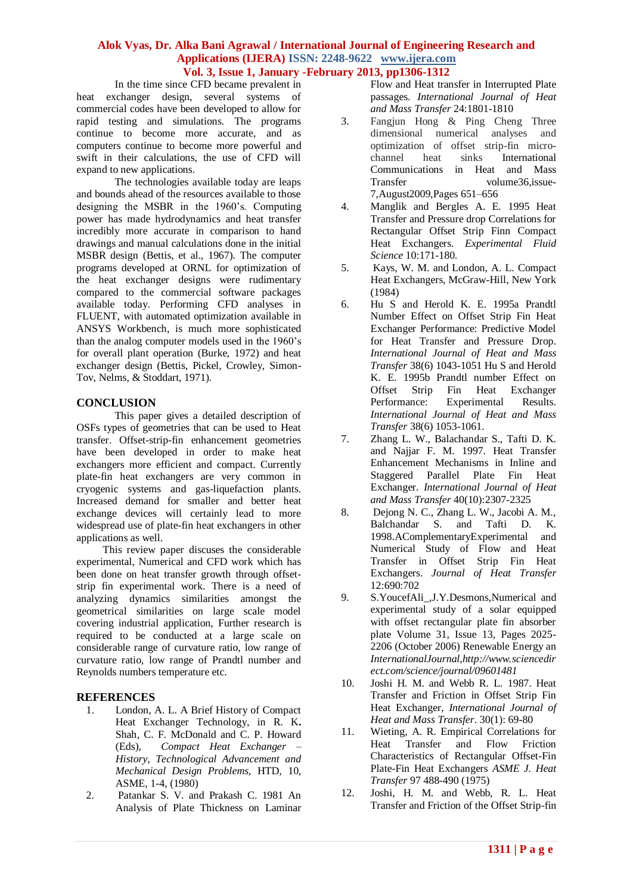In the time since CFD became prevalent in heat exchanger design, several systems of commercial codes have been developed to allow for rapid testing and simulations. The programs continue to become more accurate, and as computers continue to become more powerful and swift in their calculations, the use of CFD will expand to new applications.

The technologies available today are leaps and bounds ahead of the resources available to those designing the MSBR in the 1960's. Computing power has made hydrodynamics and heat transfer incredibly more accurate in comparison to hand drawings and manual calculations done in the initial MSBR design (Bettis, et al., 1967). The computer programs developed at ORNL for optimization of the heat exchanger designs were rudimentary compared to the commercial software packages available today. Performing CFD analyses in FLUENT, with automated optimization available in ANSYS Workbench, is much more sophisticated than the analog computer models used in the 1960's for overall plant operation (Burke, 1972) and heat exchanger design (Bettis, Pickel, Crowley, Simon-Tov, Nelms, & Stoddart, 1971).

## CONCLUSION

This paper gives a detailed description of OSFs types of geometries that can be used to Heat transfer. Offset-strip-fin enhancement geometries have been developed in order to make heat exchangers more efficient and compact. Currently plate-fin heat exchangers are very common in cryogenic systems and gas-liquefaction plants. Increased demand for smaller and better heat exchange devices will certainly lead to more widespread use of plate-fin heat exchangers in other applications as well.

This review paper discuses the considerable experimental, Numerical and CFD work which has been done on heat transfer growth through offset-strip fin experimental work. There is a need of analyzing dynamics similarities amongst the geometrical similarities on large scale model covering industrial application, Further research is required to be conducted at a large scale on considerable range of curvature ratio, low range of curvature ratio, low range of Prandtl number and Reynolds numbers temperature etc.

## REFERENCES

1. London, A. L. A Brief History of Compact Heat Exchanger Technology, in R. K**.** Shah, C. F. McDonald and C. P. Howard (Eds), *Compact Heat Exchanger – History, Technological Advancement and Mechanical Design Problems*, HTD, 10, ASME, 1-4, (1980)
2. Patankar S. V. and Prakash C. 1981 An Analysis of Plate Thickness on Laminar Flow and Heat transfer in Interrupted Plate passages. *International Journal of Heat and Mass Transfer* 24:1801-1810
3. Fangjun Hong & Ping Cheng Three dimensional numerical analyses and optimization of offset strip-fin micro-channel heat sinks International Communications in Heat and Mass Transfer volume36,issue-7,August2009,Pages 651–656
4. Manglik and Bergles A. E. 1995 Heat Transfer and Pressure drop Correlations for Rectangular Offset Strip Finn Compact Heat Exchangers. *Experimental Fluid Science* 10:171-180.
5. Kays, W. M. and London, A. L. Compact Heat Exchangers, McGraw-Hill, New York (1984)
6. Hu S and Herold K. E. 1995a Prandtl Number Effect on Offset Strip Fin Heat Exchanger Performance: Predictive Model for Heat Transfer and Pressure Drop. *International Journal of Heat and Mass Transfer* 38(6) 1043-1051 Hu S and Herold K. E. 1995b Prandtl number Effect on Offset Strip Fin Heat Exchanger Performance: Experimental Results. *International Journal of Heat and Mass Transfer* 38(6) 1053-1061.
7. Zhang L. W., Balachandar S., Tafti D. K. and Najjar F. M. 1997. Heat Transfer Enhancement Mechanisms in Inline and Staggered Parallel Plate Fin Heat Exchanger. *International Journal of Heat and Mass Transfer* 40(10):2307-2325
8. Dejong N. C., Zhang L. W., Jacobi A. M., Balchandar S. and Tafti D. K. 1998.AComplementaryExperimental and Numerical Study of Flow and Heat Transfer in Offset Strip Fin Heat Exchangers. *Journal of Heat Transfer* 12:690:702
9. S.YoucefAli_,J.Y.Desmons,Numerical and experimental study of a solar equipped with offset rectangular plate fin absorber plate Volume 31, Issue 13, Pages 2025-2206 (October 2006) Renewable Energy an *InternationalJournal,http://www.sciencedirect.com/science/journal/09601481*
10. Joshi H. M. and Webb R. L. 1987. Heat Transfer and Friction in Offset Strip Fin Heat Exchanger, *International Journal of Heat and Mass Transfer*. 30(1): 69-80
11. Wieting, A. R. Empirical Correlations for Heat Transfer and Flow Friction Characteristics of Rectangular Offset-Fin Plate-Fin Heat Exchangers *ASME J. Heat Transfer* 97 488-490 (1975)
12. Joshi, H. M. and Webb, R. L. Heat Transfer and Friction of the Offset Strip-fin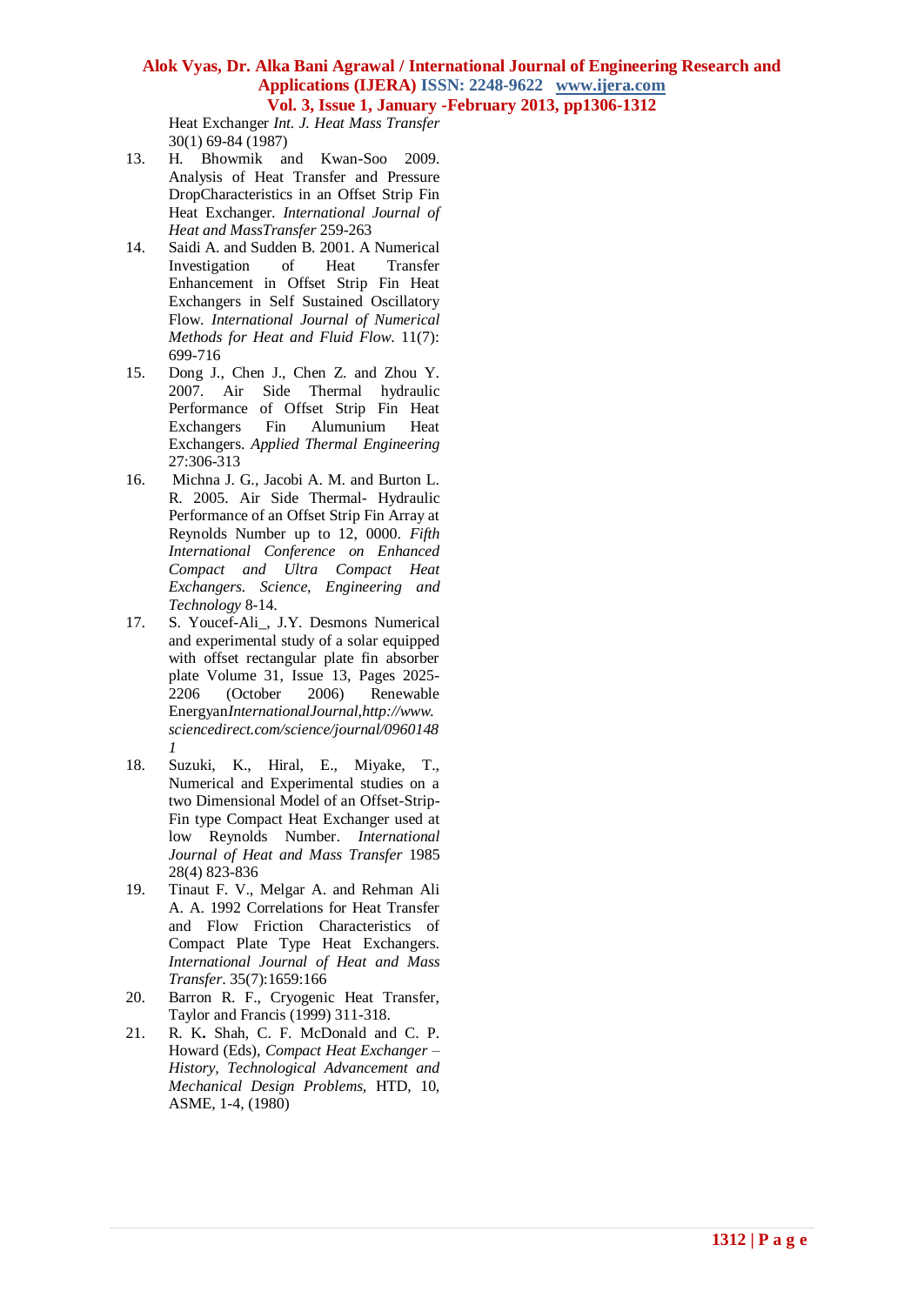Heat Exchanger *Int. J. Heat Mass Transfer* 30(1) 69-84 (1987)

13. H. Bhowmik and Kwan-Soo 2009. Analysis of Heat Transfer and Pressure DropCharacteristics in an Offset Strip Fin Heat Exchanger. *International Journal of Heat and MassTransfer* 259-263
14. Saidi A. and Sudden B. 2001. A Numerical Investigation of Heat Transfer Enhancement in Offset Strip Fin Heat Exchangers in Self Sustained Oscillatory Flow. *International Journal of Numerical Methods for Heat and Fluid Flow*. 11(7): 699-716
15. Dong J., Chen J., Chen Z. and Zhou Y. 2007. Air Side Thermal hydraulic Performance of Offset Strip Fin Heat Exchangers Fin Alumunium Heat Exchangers. *Applied Thermal Engineering* 27:306-313
16. Michna J. G., Jacobi A. M. and Burton L. R. 2005. Air Side Thermal- Hydraulic Performance of an Offset Strip Fin Array at Reynolds Number up to 12, 0000. *Fifth International Conference on Enhanced Compact and Ultra Compact Heat Exchangers. Science, Engineering and Technology* 8-14.
17. S. Youcef-Ali_, J.Y. Desmons Numerical and experimental study of a solar equipped with offset rectangular plate fin absorber plate Volume 31, Issue 13, Pages 2025-2206 (October 2006) Renewable Energyan*InternationalJournal,http://www. sciencedirect.com/science/journal/09601481*
18. Suzuki, K., Hiral, E., Miyake, T., Numerical and Experimental studies on a two Dimensional Model of an Offset-Strip-Fin type Compact Heat Exchanger used at low Reynolds Number. *International Journal of Heat and Mass Transfer* 1985 28(4) 823-836
19. Tinaut F. V., Melgar A. and Rehman Ali A. A. 1992 Correlations for Heat Transfer and Flow Friction Characteristics of Compact Plate Type Heat Exchangers. *International Journal of Heat and Mass Transfer*. 35(7):1659:166
20. Barron R. F., Cryogenic Heat Transfer, Taylor and Francis (1999) 311-318.
21. R. K. Shah, C. F. McDonald and C. P. Howard (Eds), *Compact Heat Exchanger – History, Technological Advancement and Mechanical Design Problems*, HTD, 10, ASME, 1-4, (1980)